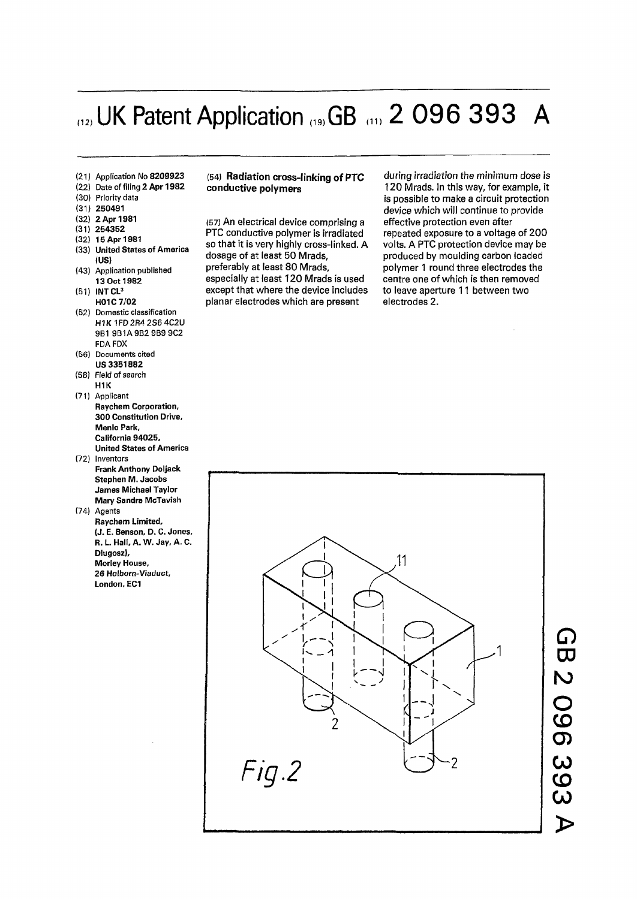# (12) UK Patent Application (19) GB (11) 2 096 393 A

(21) Application No **8209923**
(22) Date of filing **2 Apr 1982**
(30) Priority data
(31) **250491**
(32) **2 Apr 1981**
(31) **254352**
(32) **15 Apr 1981**
(33) **United States of America (US)**
(43) Application published **13 Oct 1982**
(51) INT CL[3] **H01C 7/02**
(52) Domestic classification **H1K** 1FD 2R4 2S6 4C2U 9B1 9B1A 9B2 9B9 9C2 FDA FDX
(56) Documents cited **US 3351882**
(58) Field of search **H1K**
(71) Applicant **Raychem Corporation, 300 Constitution Drive, Menlo Park, California 94025, United States of America**
(72) Inventors **Frank Anthony Doljack, Stephen M. Jacobs, James Michael Taylor, Mary Sandra McTavish**
(74) Agents **Raychem Limited, (J. E. Benson, D. C. Jones, R. L. Hall, A. W. Jay, A. C. Dlugosz), Morley House, *26 Holborn-Viaduct*, London, EC1**

## (54) Radiation cross-linking of PTC conductive polymers

(57) An electrical device comprising a PTC conductive polymer is irradiated so that it is very highly cross-linked. A dosage of at least 50 Mrads, preferably at least 80 Mrads, especially at least 120 Mrads is used except that where the device includes planar electrodes which are present during irradiation the minimum dose is 120 Mrads. In this way, for example, it is possible to make a circuit protection device which will continue to provide effective protection even after repeated exposure to a voltage of 200 volts. A PTC protection device may be produced by moulding carbon loaded polymer 1 round three electrodes the centre one of which is then removed to leave aperture 11 between two electrodes 2.

*Fig.2*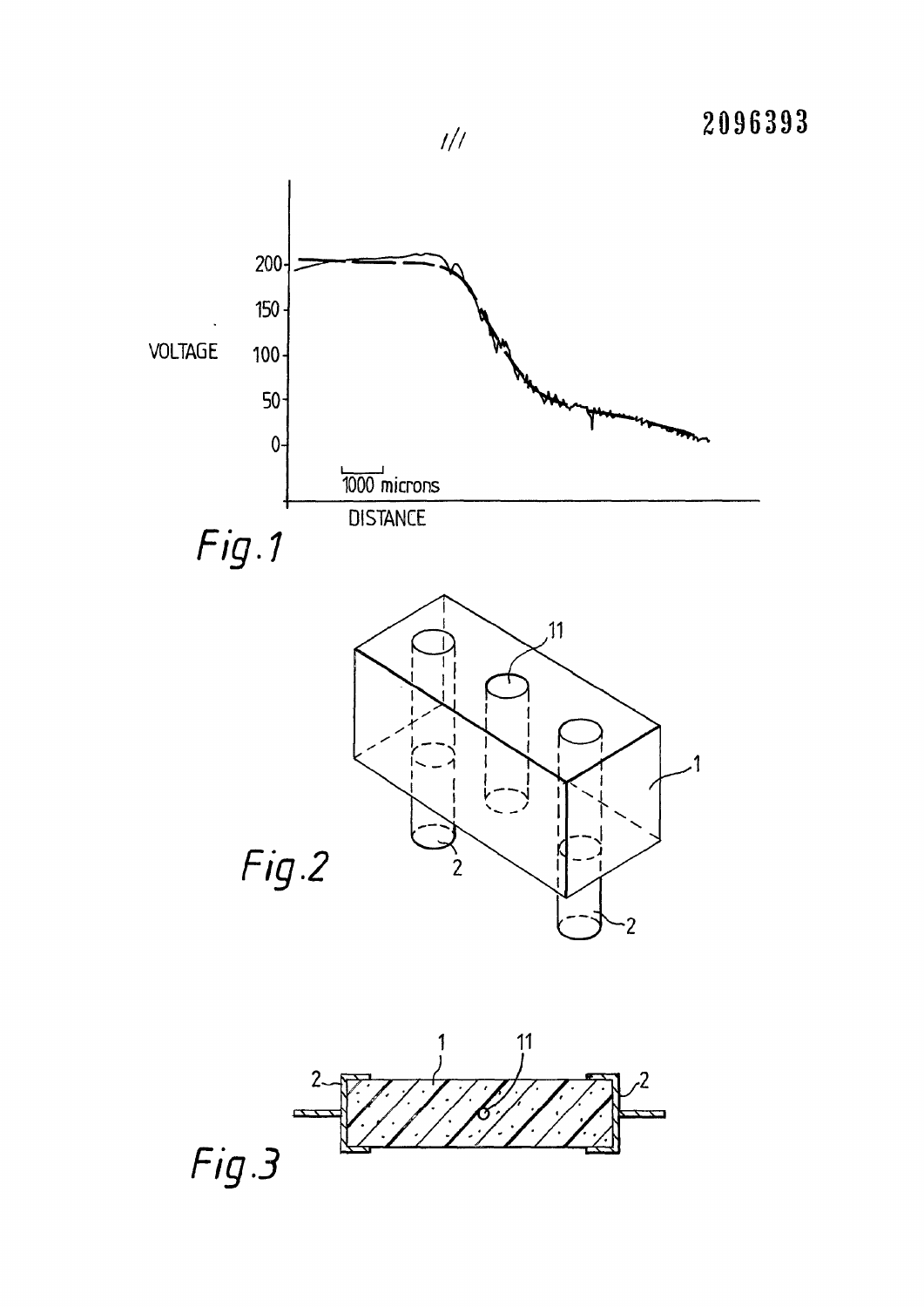Fig.1

Fig.2

Fig.3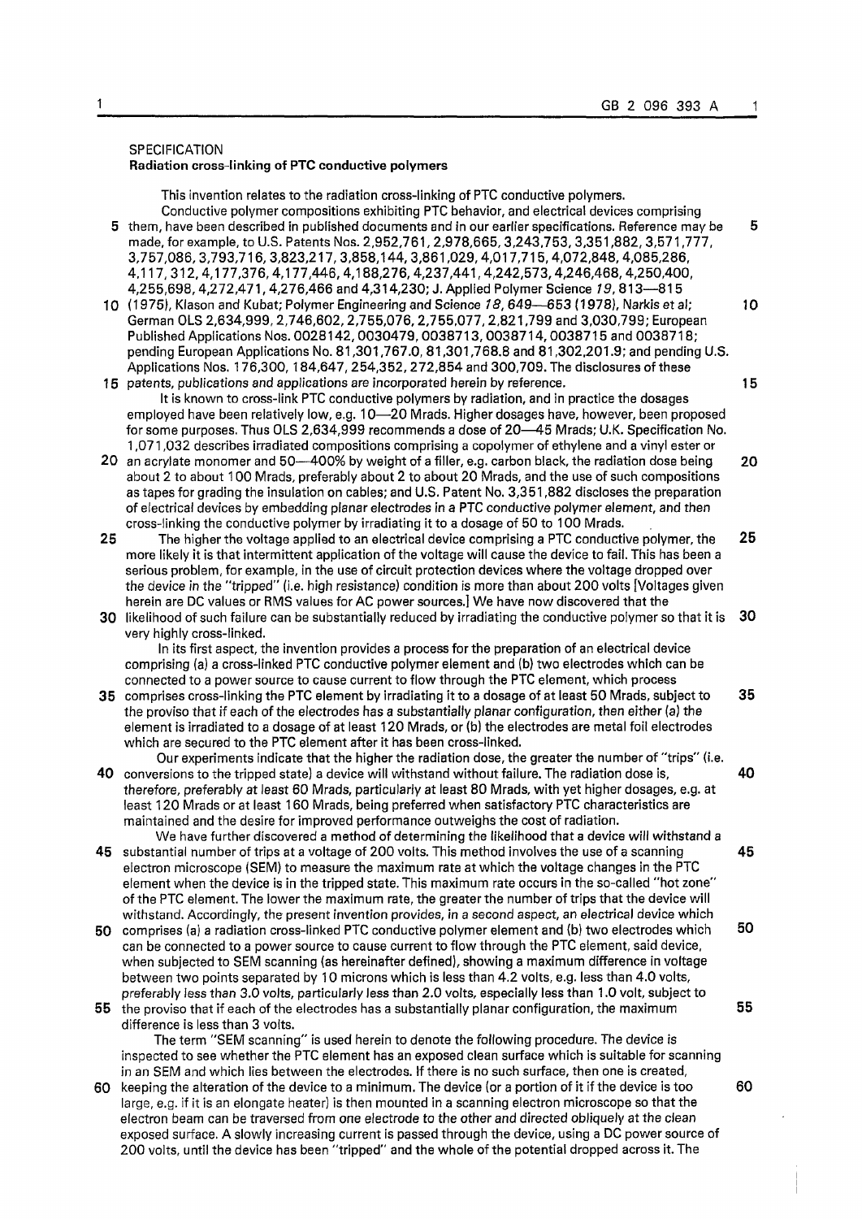SPECIFICATION

## Radiation cross-linking of PTC conductive polymers

This invention relates to the radiation cross-linking of PTC conductive polymers.

Conductive polymer compositions exhibiting PTC behavior, and electrical devices comprising them, have been described in published documents and in our earlier specifications. Reference may be made, for example, to U.S. Patents Nos. 2,952,761, 2,978,665, 3,243,753, 3,351,882, 3,571,777, 3,757,086, 3,793,716, 3,823,217, 3,858,144, 3,861,029, 4,017,715, 4,072,848, 4,085,286, 4,117,312, 4,177,376, 4,177,446, 4,188,276, 4,237,441, 4,242,573, 4,246,468, 4,250,400, 4,255,698, 4,272,471, 4,276,466 and 4,314,230; J. Applied Polymer Science *19*, 813—815 (1975), Klason and Kubat; Polymer Engineering and Science *18*, 649—653 (1978), Narkis et al; German OLS 2,634,999, 2,746,602, 2,755,076, 2,755,077, 2,821,799 and 3,030,799; European Published Applications Nos. 0028142, 0030479, 0038713, 0038714, 0038715 and 0038718; pending European Applications No. 81,301,767.0, 81,301,768.8 and 81,302,201.9; and pending U.S. Applications Nos. 176,300, 184,647, 254,352, 272,854 and 300,709. The disclosures of these patents, publications and applications are incorporated herein by reference.

It is known to cross-link PTC conductive polymers by radiation, and in practice the dosages employed have been relatively low, e.g. 10—20 Mrads. Higher dosages have, however, been proposed for some purposes. Thus OLS 2,634,999 recommends a dose of 20—45 Mrads; U.K. Specification No. 1,071,032 describes irradiated compositions comprising a copolymer of ethylene and a vinyl ester or an acrylate monomer and 50—400% by weight of a filler, e.g. carbon black, the radiation dose being about 2 to about 100 Mrads, preferably about 2 to about 20 Mrads, and the use of such compositions as tapes for grading the insulation on cables; and U.S. Patent No. 3,351,882 discloses the preparation of electrical devices by embedding planar electrodes in a PTC conductive polymer element, and then cross-linking the conductive polymer by irradiating it to a dosage of 50 to 100 Mrads.

The higher the voltage applied to an electrical device comprising a PTC conductive polymer, the more likely it is that intermittent application of the voltage will cause the device to fail. This has been a serious problem, for example, in the use of circuit protection devices where the voltage dropped over the device in the "tripped" (i.e. high resistance) condition is more than about 200 volts [Voltages given herein are DC values or RMS values for AC power sources.] We have now discovered that the likelihood of such failure can be substantially reduced by irradiating the conductive polymer so that it is very highly cross-linked.

In its first aspect, the invention provides a process for the preparation of an electrical device comprising (a) a cross-linked PTC conductive polymer element and (b) two electrodes which can be connected to a power source to cause current to flow through the PTC element, which process comprises cross-linking the PTC element by irradiating it to a dosage of at least 50 Mrads, subject to the proviso that if each of the electrodes has a substantially planar configuration, then either (a) the element is irradiated to a dosage of at least 120 Mrads, or (b) the electrodes are metal foil electrodes which are secured to the PTC element after it has been cross-linked.

Our experiments indicate that the higher the radiation dose, the greater the number of "trips" (i.e. conversions to the tripped state) a device will withstand without failure. The radiation dose is, therefore, preferably at least 60 Mrads, particularly at least 80 Mrads, with yet higher dosages, e.g. at least 120 Mrads or at least 160 Mrads, being preferred when satisfactory PTC characteristics are maintained and the desire for improved performance outweighs the cost of radiation.

We have further discovered a method of determining the likelihood that a device will withstand a substantial number of trips at a voltage of 200 volts. This method involves the use of a scanning electron microscope (SEM) to measure the maximum rate at which the voltage changes in the PTC element when the device is in the tripped state. This maximum rate occurs in the so-called "hot zone" of the PTC element. The lower the maximum rate, the greater the number of trips that the device will withstand. Accordingly, the present invention provides, in a second aspect, an electrical device which comprises (a) a radiation cross-linked PTC conductive polymer element and (b) two electrodes which can be connected to a power source to cause current to flow through the PTC element, said device, when subjected to SEM scanning (as hereinafter defined), showing a maximum difference in voltage between two points separated by 10 microns which is less than 4.2 volts, e.g. less than 4.0 volts, preferably less than 3.0 volts, particularly less than 2.0 volts, especially less than 1.0 volt, subject to the proviso that if each of the electrodes has a substantially planar configuration, the maximum difference is less than 3 volts.

The term "SEM scanning" is used herein to denote the following procedure. The device is inspected to see whether the PTC element has an exposed clean surface which is suitable for scanning in an SEM and which lies between the electrodes. If there is no such surface, then one is created, keeping the alteration of the device to a minimum. The device (or a portion of it if the device is too large, e.g. if it is an elongate heater) is then mounted in a scanning electron microscope so that the electron beam can be traversed from one electrode to the other and directed obliquely at the clean exposed surface. A slowly increasing current is passed through the device, using a DC power source of 200 volts, until the device has been "tripped" and the whole of the potential dropped across it. The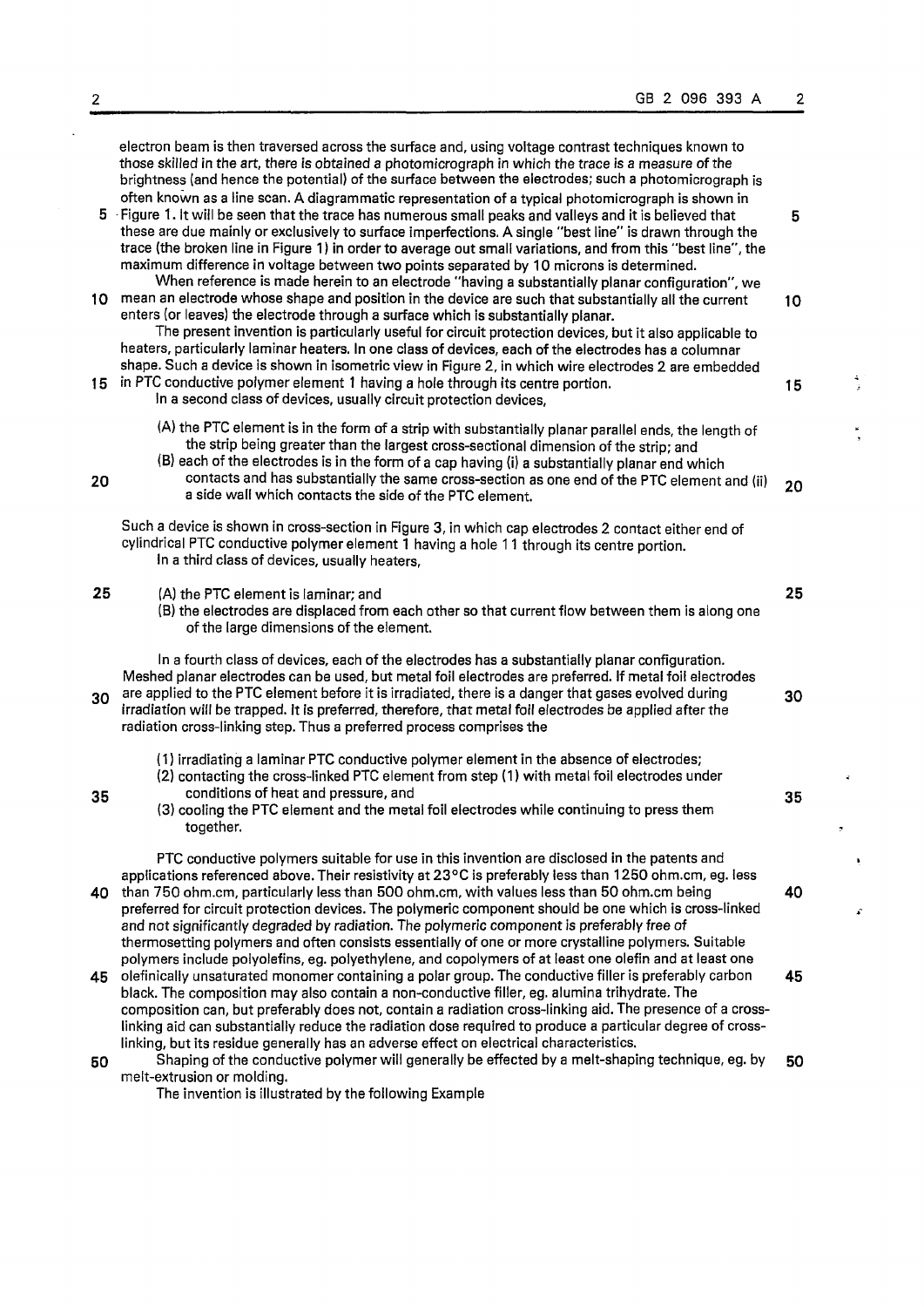electron beam is then traversed across the surface and, using voltage contrast techniques known to those skilled in the art, there is obtained a photomicrograph in which the trace is a measure of the brightness (and hence the potential) of the surface between the electrodes; such a photomicrograph is often known as a line scan. A diagrammatic representation of a typical photomicrograph is shown in Figure 1. It will be seen that the trace has numerous small peaks and valleys and it is believed that these are due mainly or exclusively to surface imperfections. A single "best line" is drawn through the trace (the broken line in Figure 1) in order to average out small variations, and from this "best line", the maximum difference in voltage between two points separated by 10 microns is determined.

When reference is made herein to an electrode "having a substantially planar configuration", we mean an electrode whose shape and position in the device are such that substantially all the current enters (or leaves) the electrode through a surface which is substantially planar.

The present invention is particularly useful for circuit protection devices, but it also applicable to heaters, particularly laminar heaters. In one class of devices, each of the electrodes has a columnar shape. Such a device is shown in isometric view in Figure 2, in which wire electrodes 2 are embedded in PTC conductive polymer element 1 having a hole through its centre portion.

In a second class of devices, usually circuit protection devices,

(A) the PTC element is in the form of a strip with substantially planar parallel ends, the length of the strip being greater than the largest cross-sectional dimension of the strip; and
(B) each of the electrodes is in the form of a cap having (i) a substantially planar end which contacts and has substantially the same cross-section as one end of the PTC element and (ii) a side wall which contacts the side of the PTC element.

Such a device is shown in cross-section in Figure 3, in which cap electrodes 2 contact either end of cylindrical PTC conductive polymer element 1 having a hole 11 through its centre portion.

In a third class of devices, usually heaters,

(A) the PTC element is laminar; and
(B) the electrodes are displaced from each other so that current flow between them is along one of the large dimensions of the element.

In a fourth class of devices, each of the electrodes has a substantially planar configuration. Meshed planar electrodes can be used, but metal foil electrodes are preferred. If metal foil electrodes are applied to the PTC element before it is irradiated, there is a danger that gases evolved during irradiation will be trapped. It is preferred, therefore, that metal foil electrodes be applied after the radiation cross-linking step. Thus a preferred process comprises the

(1) irradiating a laminar PTC conductive polymer element in the absence of electrodes;
(2) contacting the cross-linked PTC element from step (1) with metal foil electrodes under conditions of heat and pressure, and
(3) cooling the PTC element and the metal foil electrodes while continuing to press them together.

PTC conductive polymers suitable for use in this invention are disclosed in the patents and applications referenced above. Their resistivity at 23°C is preferably less than 1250 ohm.cm, eg. less than 750 ohm.cm, particularly less than 500 ohm.cm, with values less than 50 ohm.cm being preferred for circuit protection devices. The polymeric component should be one which is cross-linked and not significantly degraded by radiation. The polymeric component is preferably free of thermosetting polymers and often consists essentially of one or more crystalline polymers. Suitable polymers include polyolefins, eg. polyethylene, and copolymers of at least one olefin and at least one olefinically unsaturated monomer containing a polar group. The conductive filler is preferably carbon black. The composition may also contain a non-conductive filler, eg. alumina trihydrate. The composition can, but preferably does not, contain a radiation cross-linking aid. The presence of a cross-linking aid can substantially reduce the radiation dose required to produce a particular degree of cross-linking, but its residue generally has an adverse effect on electrical characteristics.

Shaping of the conductive polymer will generally be effected by a melt-shaping technique, eg. by melt-extrusion or molding.

The invention is illustrated by the following Example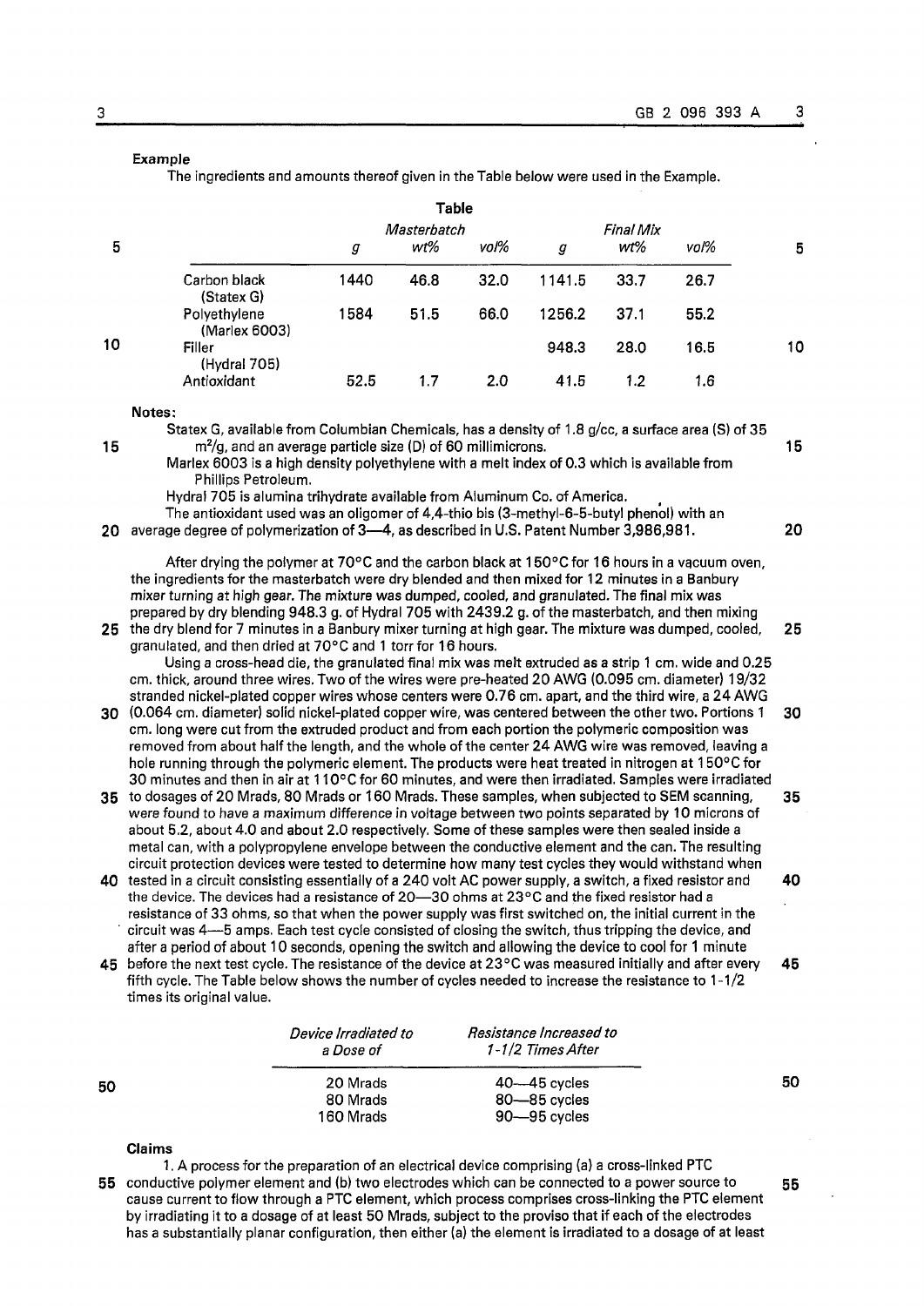### Example

The ingredients and amounts thereof given in the Table below were used in the Example.

**Table**

| | Masterbatch | | | Final Mix | | |
|---|---|---|---|---|---|---|
| | *g* | *wt%* | *vol%* | *g* | *wt%* | *vol%* |
| Carbon black (Statex G) | 1440 | 46.8 | 32.0 | 1141.5 | 33.7 | 26.7 |
| Polyethylene (Marlex 6003) | 1584 | 51.5 | 66.0 | 1256.2 | 37.1 | 55.2 |
| Filler (Hydral 705) | | | | 948.3 | 28.0 | 16.5 |
| Antioxidant | 52.5 | 1.7 | 2.0 | 41.5 | 1.2 | 1.6 |

**Notes:**

Statex G, available from Columbian Chemicals, has a density of 1.8 g/cc, a surface area (S) of 35 $m^2/g$, and an average particle size (D) of 60 millimicrons.

Marlex 6003 is a high density polyethylene with a melt index of 0.3 which is available from Phillips Petroleum.

Hydral 705 is alumina trihydrate available from Aluminum Co. of America.

The antioxidant used was an oligomer of 4,4-thio bis (3-methyl-6-5-butyl phenol) with an average degree of polymerization of 3—4, as described in U.S. Patent Number 3,986,981.

After drying the polymer at 70°C and the carbon black at 150°C for 16 hours in a vacuum oven, the ingredients for the masterbatch were dry blended and then mixed for 12 minutes in a Banbury mixer turning at high gear. The mixture was dumped, cooled, and granulated. The final mix was prepared by dry blending 948.3 g. of Hydral 705 with 2439.2 g. of the masterbatch, and then mixing the dry blend for 7 minutes in a Banbury mixer turning at high gear. The mixture was dumped, cooled, granulated, and then dried at 70°C and 1 torr for 16 hours.

Using a cross-head die, the granulated final mix was melt extruded as a strip 1 cm. wide and 0.25 cm. thick, around three wires. Two of the wires were pre-heated 20 AWG (0.095 cm. diameter) 19/32 stranded nickel-plated copper wires whose centers were 0.76 cm. apart, and the third wire, a 24 AWG (0.064 cm. diameter) solid nickel-plated copper wire, was centered between the other two. Portions 1 cm. long were cut from the extruded product and from each portion the polymeric composition was removed from about half the length, and the whole of the center 24 AWG wire was removed, leaving a hole running through the polymeric element. The products were heat treated in nitrogen at 150°C for 30 minutes and then in air at 110°C for 60 minutes, and were then irradiated. Samples were irradiated to dosages of 20 Mrads, 80 Mrads or 160 Mrads. These samples, when subjected to SEM scanning, were found to have a maximum difference in voltage between two points separated by 10 microns of about 5.2, about 4.0 and about 2.0 respectively. Some of these samples were then sealed inside a metal can, with a polypropylene envelope between the conductive element and the can. The resulting circuit protection devices were tested to determine how many test cycles they would withstand when tested in a circuit consisting essentially of a 240 volt AC power supply, a switch, a fixed resistor and the device. The devices had a resistance of 20—30 ohms at 23°C and the fixed resistor had a resistance of 33 ohms, so that when the power supply was first switched on, the initial current in the circuit was 4—5 amps. Each test cycle consisted of closing the switch, thus tripping the device, and after a period of about 10 seconds, opening the switch and allowing the device to cool for 1 minute before the next test cycle. The resistance of the device at 23°C was measured initially and after every fifth cycle. The Table below shows the number of cycles needed to increase the resistance to 1-1/2 times its original value.

| *Device Irradiated to a Dose of* | *Resistance Increased to 1-1/2 Times After* |
|---|---|
| 20 Mrads | 40—45 cycles |
| 80 Mrads | 80—85 cycles |
| 160 Mrads | 90—95 cycles |

### Claims

1. A process for the preparation of an electrical device comprising (a) a cross-linked PTC conductive polymer element and (b) two electrodes which can be connected to a power source to cause current to flow through a PTC element, which process comprises cross-linking the PTC element by irradiating it to a dosage of at least 50 Mrads, subject to the proviso that if each of the electrodes has a substantially planar configuration, then either (a) the element is irradiated to a dosage of at least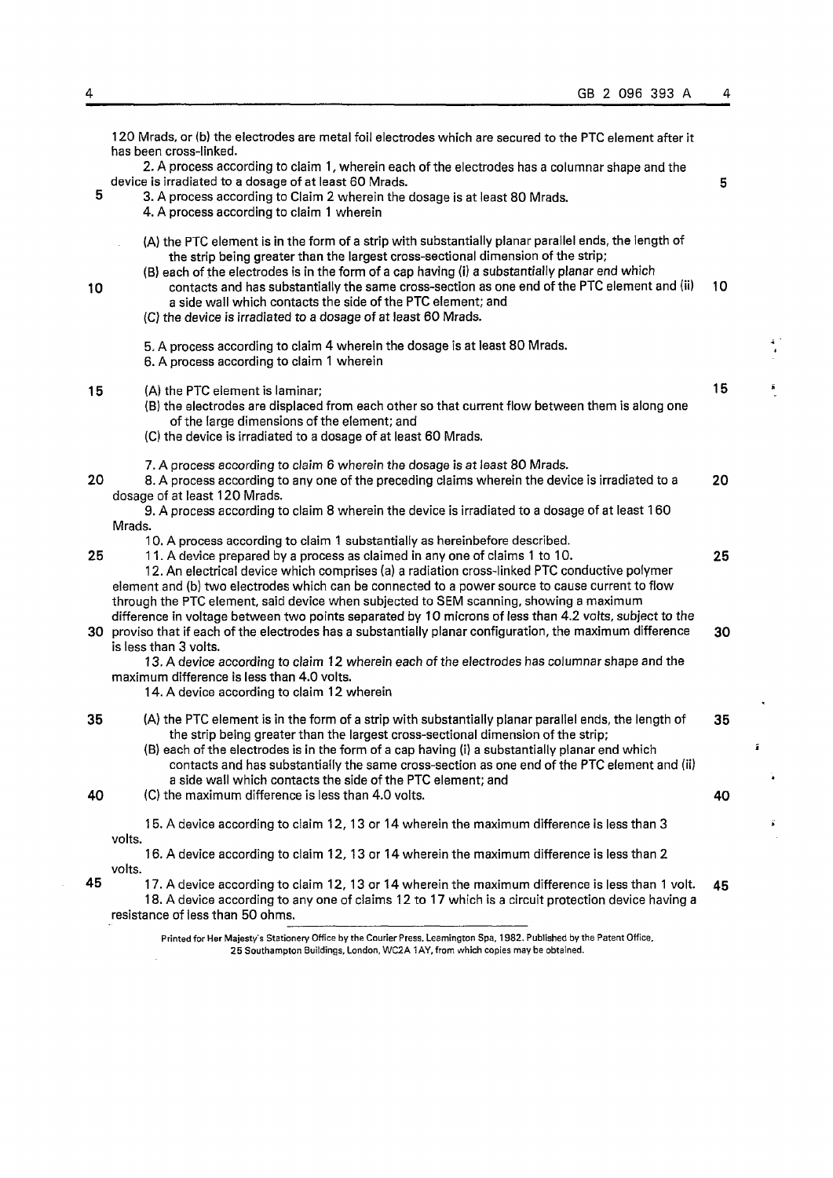120 Mrads, or (b) the electrodes are metal foil electrodes which are secured to the PTC element after it has been cross-linked.

2. A process according to claim 1, wherein each of the electrodes has a columnar shape and the device is irradiated to a dosage of at least 60 Mrads.

3. A process according to Claim 2 wherein the dosage is at least 80 Mrads.

4. A process according to claim 1 wherein

(A) the PTC element is in the form of a strip with substantially planar parallel ends, the length of the strip being greater than the largest cross-sectional dimension of the strip;

(B) each of the electrodes is in the form of a cap having (i) a substantially planar end which contacts and has substantially the same cross-section as one end of the PTC element and (ii) a side wall which contacts the side of the PTC element; and

(C) the device is irradiated to a dosage of at least 60 Mrads.

5. A process according to claim 4 wherein the dosage is at least 80 Mrads.

6. A process according to claim 1 wherein

(A) the PTC element is laminar;

(B) the electrodes are displaced from each other so that current flow between them is along one of the large dimensions of the element; and

(C) the device is irradiated to a dosage of at least 60 Mrads.

7. A process according to claim 6 wherein the dosage is at least 80 Mrads.

8. A process according to any one of the preceding claims wherein the device is irradiated to a dosage of at least 120 Mrads.

9. A process according to claim 8 wherein the device is irradiated to a dosage of at least 160 Mrads.

10. A process according to claim 1 substantially as hereinbefore described.

11. A device prepared by a process as claimed in any one of claims 1 to 10.

12. An electrical device which comprises (a) a radiation cross-linked PTC conductive polymer element and (b) two electrodes which can be connected to a power source to cause current to flow through the PTC element, said device when subjected to SEM scanning, showing a maximum difference in voltage between two points separated by 10 microns of less than 4.2 volts, subject to the proviso that if each of the electrodes has a substantially planar configuration, the maximum difference is less than 3 volts.

13. A device according to claim 12 wherein each of the electrodes has columnar shape and the maximum difference is less than 4.0 volts.

14. A device according to claim 12 wherein

(A) the PTC element is in the form of a strip with substantially planar parallel ends, the length of the strip being greater than the largest cross-sectional dimension of the strip;

(B) each of the electrodes is in the form of a cap having (i) a substantially planar end which contacts and has substantially the same cross-section as one end of the PTC element and (ii) a side wall which contacts the side of the PTC element; and

(C) the maximum difference is less than 4.0 volts.

15. A device according to claim 12, 13 or 14 wherein the maximum difference is less than 3 volts.

16. A device according to claim 12, 13 or 14 wherein the maximum difference is less than 2 volts.

17. A device according to claim 12, 13 or 14 wherein the maximum difference is less than 1 volt.

18. A device according to any one of claims 12 to 17 which is a circuit protection device having a resistance of less than 50 ohms.

---

Printed for Her Majesty's Stationery Office by the Courier Press, Leamington Spa, 1982. Published by the Patent Office, 25 Southampton Buildings, London, WC2A 1AY, from which copies may be obtained.